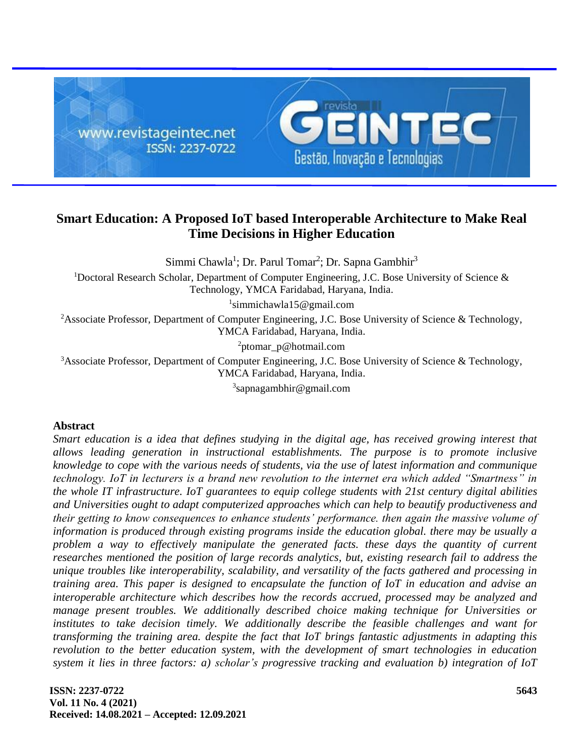# Smart Education: A Proposed IoT based Interoperable Architecture to Make Real Time Decisions in Higher Education

Simmi Chawla[1]; Dr. Parul Tomar[2]; Dr. Sapna Gambhir[3]

[1]Doctoral Research Scholar, Department of Computer Engineering, J.C. Bose University of Science & Technology, YMCA Faridabad, Haryana, India.

[1]simmichawla15@gmail.com

[2]Associate Professor, Department of Computer Engineering, J.C. Bose University of Science & Technology, YMCA Faridabad, Haryana, India.

[2]ptomar_p@hotmail.com

[3]Associate Professor, Department of Computer Engineering, J.C. Bose University of Science & Technology, YMCA Faridabad, Haryana, India.

[3]sapnagambhir@gmail.com

## Abstract

*Smart education is a idea that defines studying in the digital age, has received growing interest that allows leading generation in instructional establishments. The purpose is to promote inclusive knowledge to cope with the various needs of students, via the use of latest information and communique technology. IoT in lecturers is a brand new revolution to the internet era which added "Smartness" in the whole IT infrastructure. IoT guarantees to equip college students with 21st century digital abilities and Universities ought to adapt computerized approaches which can help to beautify productiveness and their getting to know consequences to enhance students' performance. then again the massive volume of information is produced through existing programs inside the education global. there may be usually a problem a way to effectively manipulate the generated facts. these days the quantity of current researches mentioned the position of large records analytics, but, existing research fail to address the unique troubles like interoperability, scalability, and versatility of the facts gathered and processing in training area. This paper is designed to encapsulate the function of IoT in education and advise an interoperable architecture which describes how the records accrued, processed may be analyzed and manage present troubles. We additionally described choice making technique for Universities or institutes to take decision timely. We additionally describe the feasible challenges and want for transforming the training area. despite the fact that IoT brings fantastic adjustments in adapting this revolution to the better education system, with the development of smart technologies in education system it lies in three factors: a) scholar's progressive tracking and evaluation b) integration of IoT*

**Received: 14.08.2021 – Accepted: 12.09.2021**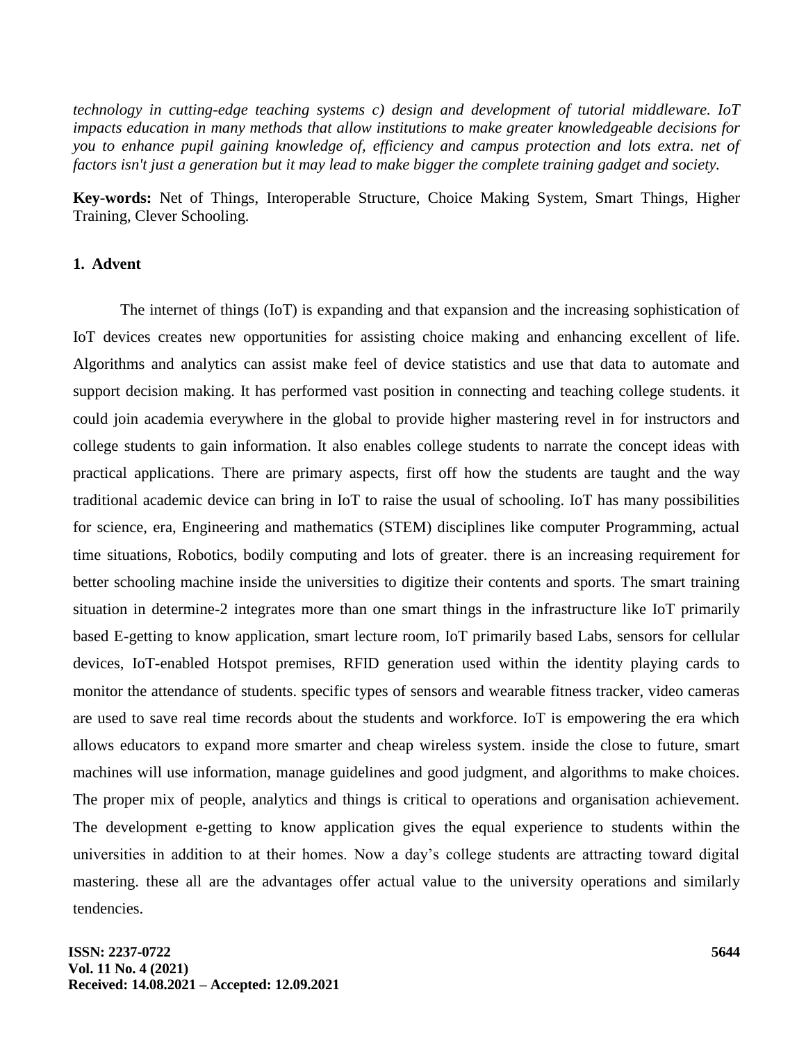*technology in cutting-edge teaching systems c) design and development of tutorial middleware. IoT impacts education in many methods that allow institutions to make greater knowledgeable decisions for you to enhance pupil gaining knowledge of, efficiency and campus protection and lots extra. net of factors isn't just a generation but it may lead to make bigger the complete training gadget and society.*

**Key-words:** Net of Things, Interoperable Structure, Choice Making System, Smart Things, Higher Training, Clever Schooling.

## 1. Advent

The internet of things (IoT) is expanding and that expansion and the increasing sophistication of IoT devices creates new opportunities for assisting choice making and enhancing excellent of life. Algorithms and analytics can assist make feel of device statistics and use that data to automate and support decision making. It has performed vast position in connecting and teaching college students. it could join academia everywhere in the global to provide higher mastering revel in for instructors and college students to gain information. It also enables college students to narrate the concept ideas with practical applications. There are primary aspects, first off how the students are taught and the way traditional academic device can bring in IoT to raise the usual of schooling. IoT has many possibilities for science, era, Engineering and mathematics (STEM) disciplines like computer Programming, actual time situations, Robotics, bodily computing and lots of greater. there is an increasing requirement for better schooling machine inside the universities to digitize their contents and sports. The smart training situation in determine-2 integrates more than one smart things in the infrastructure like IoT primarily based E-getting to know application, smart lecture room, IoT primarily based Labs, sensors for cellular devices, IoT-enabled Hotspot premises, RFID generation used within the identity playing cards to monitor the attendance of students. specific types of sensors and wearable fitness tracker, video cameras are used to save real time records about the students and workforce. IoT is empowering the era which allows educators to expand more smarter and cheap wireless system. inside the close to future, smart machines will use information, manage guidelines and good judgment, and algorithms to make choices. The proper mix of people, analytics and things is critical to operations and organisation achievement. The development e-getting to know application gives the equal experience to students within the universities in addition to at their homes. Now a day's college students are attracting toward digital mastering. these all are the advantages offer actual value to the university operations and similarly tendencies.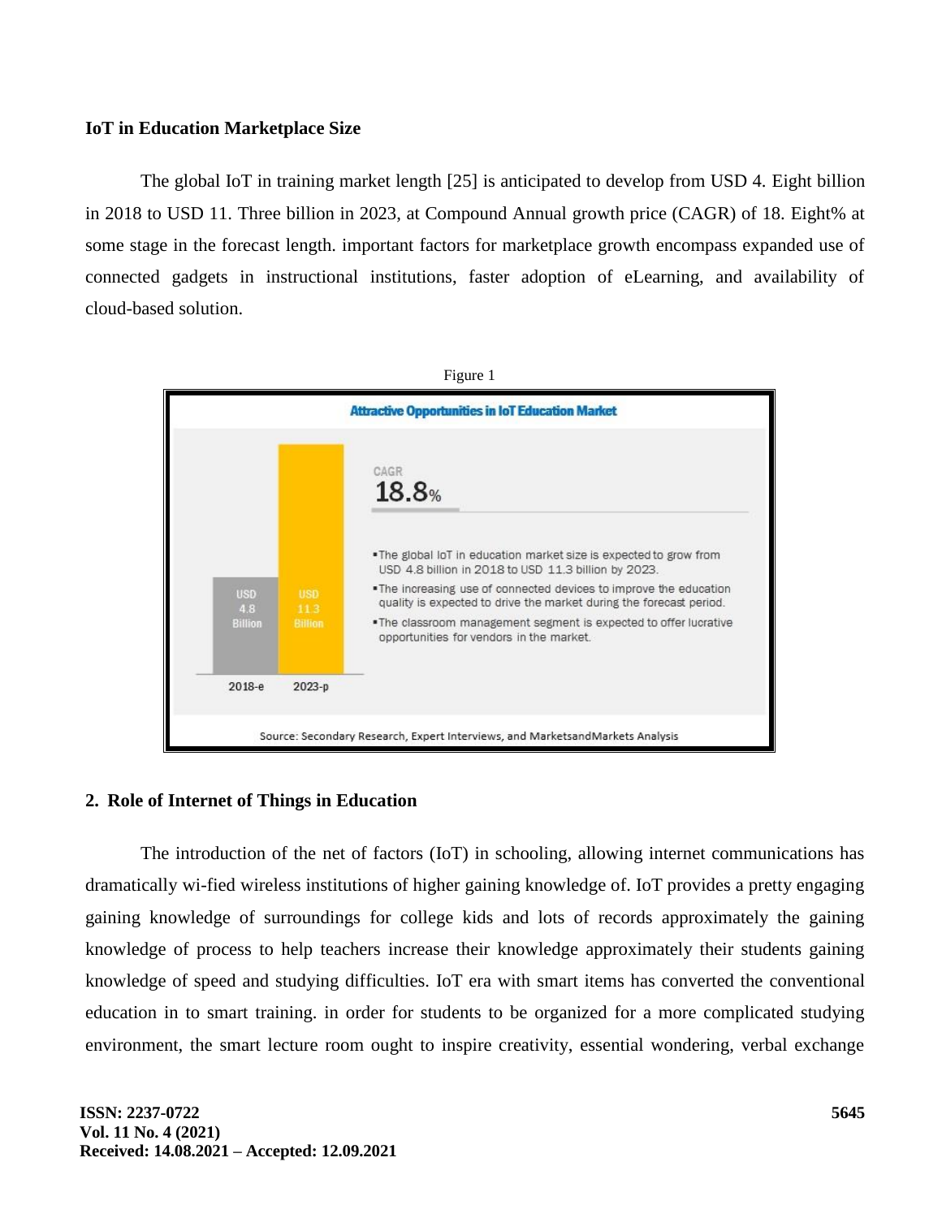### IoT in Education Marketplace Size

The global IoT in training market length [25] is anticipated to develop from USD 4. Eight billion in 2018 to USD 11. Three billion in 2023, at Compound Annual growth price (CAGR) of 18. Eight% at some stage in the forecast length. important factors for marketplace growth encompass expanded use of connected gadgets in instructional institutions, faster adoption of eLearning, and availability of cloud-based solution.

Figure 1

## 2. Role of Internet of Things in Education

The introduction of the net of factors (IoT) in schooling, allowing internet communications has dramatically wi-fied wireless institutions of higher gaining knowledge of. IoT provides a pretty engaging gaining knowledge of surroundings for college kids and lots of records approximately the gaining knowledge of process to help teachers increase their knowledge approximately their students gaining knowledge of speed and studying difficulties. IoT era with smart items has converted the conventional education in to smart training. in order for students to be organized for a more complicated studying environment, the smart lecture room ought to inspire creativity, essential wondering, verbal exchange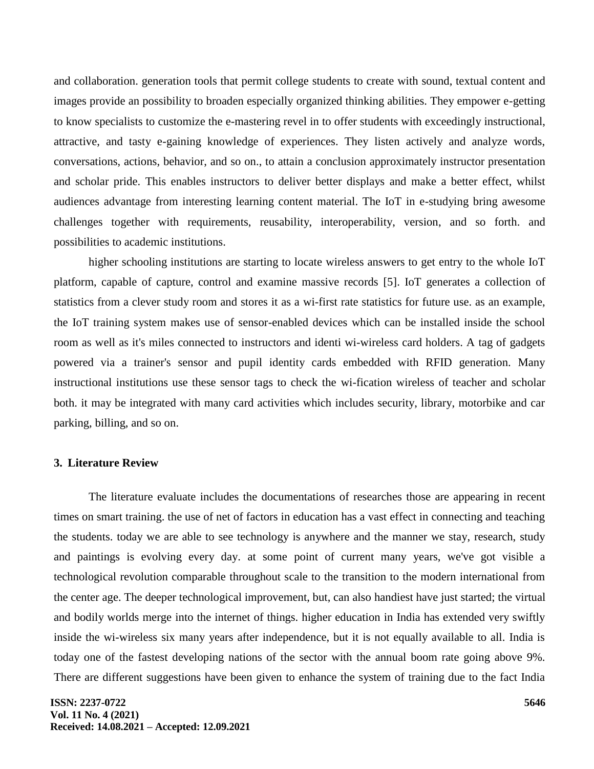and collaboration. generation tools that permit college students to create with sound, textual content and images provide an possibility to broaden especially organized thinking abilities. They empower e-getting to know specialists to customize the e-mastering revel in to offer students with exceedingly instructional, attractive, and tasty e-gaining knowledge of experiences. They listen actively and analyze words, conversations, actions, behavior, and so on., to attain a conclusion approximately instructor presentation and scholar pride. This enables instructors to deliver better displays and make a better effect, whilst audiences advantage from interesting learning content material. The IoT in e-studying bring awesome challenges together with requirements, reusability, interoperability, version, and so forth. and possibilities to academic institutions.

higher schooling institutions are starting to locate wireless answers to get entry to the whole IoT platform, capable of capture, control and examine massive records [5]. IoT generates a collection of statistics from a clever study room and stores it as a wi-first rate statistics for future use. as an example, the IoT training system makes use of sensor-enabled devices which can be installed inside the school room as well as it's miles connected to instructors and identi wi-wireless card holders. A tag of gadgets powered via a trainer's sensor and pupil identity cards embedded with RFID generation. Many instructional institutions use these sensor tags to check the wi-fication wireless of teacher and scholar both. it may be integrated with many card activities which includes security, library, motorbike and car parking, billing, and so on.

## 3. Literature Review

The literature evaluate includes the documentations of researches those are appearing in recent times on smart training. the use of net of factors in education has a vast effect in connecting and teaching the students. today we are able to see technology is anywhere and the manner we stay, research, study and paintings is evolving every day. at some point of current many years, we've got visible a technological revolution comparable throughout scale to the transition to the modern international from the center age. The deeper technological improvement, but, can also handiest have just started; the virtual and bodily worlds merge into the internet of things. higher education in India has extended very swiftly inside the wi-wireless six many years after independence, but it is not equally available to all. India is today one of the fastest developing nations of the sector with the annual boom rate going above 9%. There are different suggestions have been given to enhance the system of training due to the fact India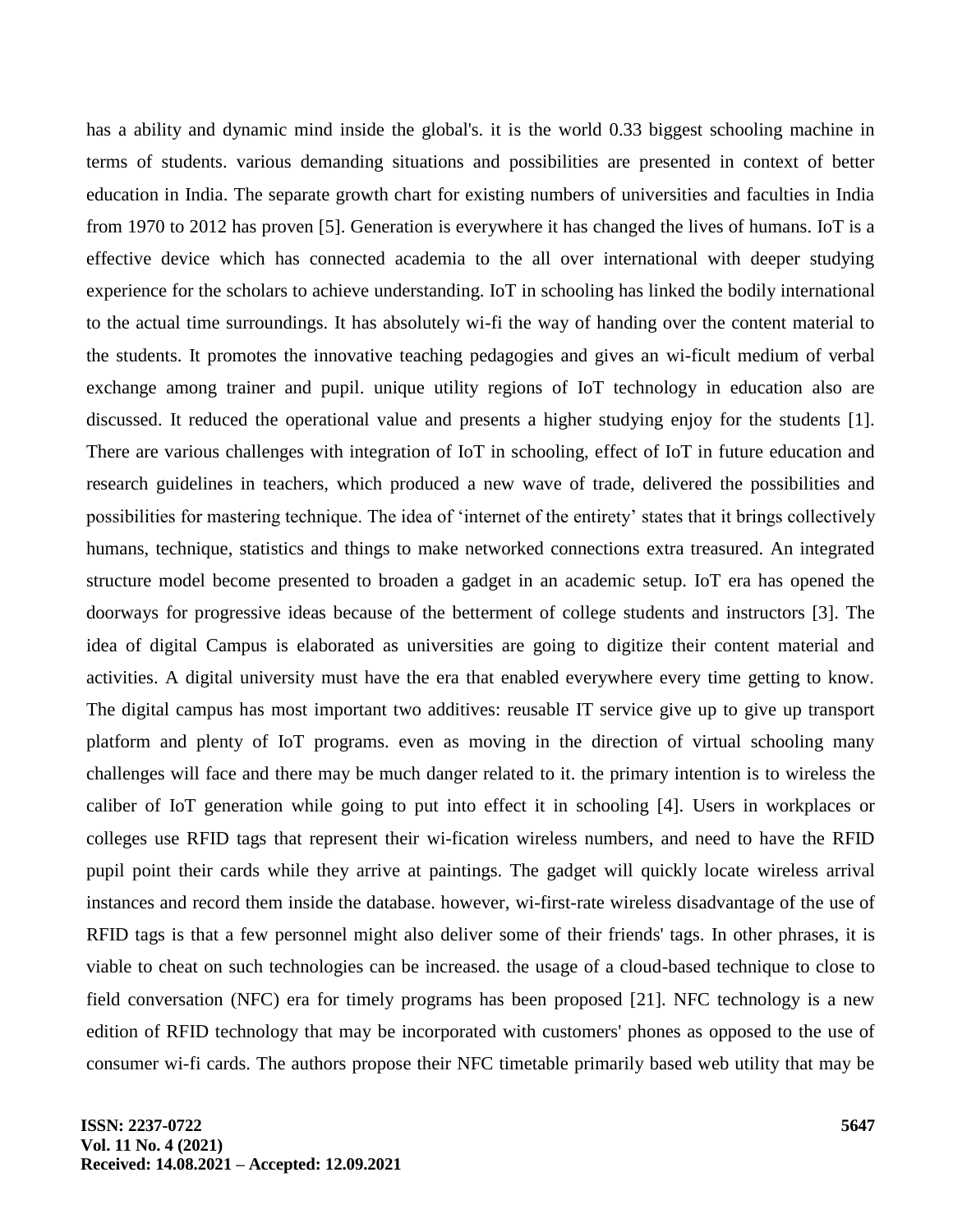has a ability and dynamic mind inside the global's. it is the world 0.33 biggest schooling machine in terms of students. various demanding situations and possibilities are presented in context of better education in India. The separate growth chart for existing numbers of universities and faculties in India from 1970 to 2012 has proven [5]. Generation is everywhere it has changed the lives of humans. IoT is a effective device which has connected academia to the all over international with deeper studying experience for the scholars to achieve understanding. IoT in schooling has linked the bodily international to the actual time surroundings. It has absolutely wi-fi the way of handing over the content material to the students. It promotes the innovative teaching pedagogies and gives an wi-ficult medium of verbal exchange among trainer and pupil. unique utility regions of IoT technology in education also are discussed. It reduced the operational value and presents a higher studying enjoy for the students [1]. There are various challenges with integration of IoT in schooling, effect of IoT in future education and research guidelines in teachers, which produced a new wave of trade, delivered the possibilities and possibilities for mastering technique. The idea of 'internet of the entirety' states that it brings collectively humans, technique, statistics and things to make networked connections extra treasured. An integrated structure model become presented to broaden a gadget in an academic setup. IoT era has opened the doorways for progressive ideas because of the betterment of college students and instructors [3]. The idea of digital Campus is elaborated as universities are going to digitize their content material and activities. A digital university must have the era that enabled everywhere every time getting to know. The digital campus has most important two additives: reusable IT service give up to give up transport platform and plenty of IoT programs. even as moving in the direction of virtual schooling many challenges will face and there may be much danger related to it. the primary intention is to wireless the caliber of IoT generation while going to put into effect it in schooling [4]. Users in workplaces or colleges use RFID tags that represent their wi-fication wireless numbers, and need to have the RFID pupil point their cards while they arrive at paintings. The gadget will quickly locate wireless arrival instances and record them inside the database. however, wi-first-rate wireless disadvantage of the use of RFID tags is that a few personnel might also deliver some of their friends' tags. In other phrases, it is viable to cheat on such technologies can be increased. the usage of a cloud-based technique to close to field conversation (NFC) era for timely programs has been proposed [21]. NFC technology is a new edition of RFID technology that may be incorporated with customers' phones as opposed to the use of consumer wi-fi cards. The authors propose their NFC timetable primarily based web utility that may be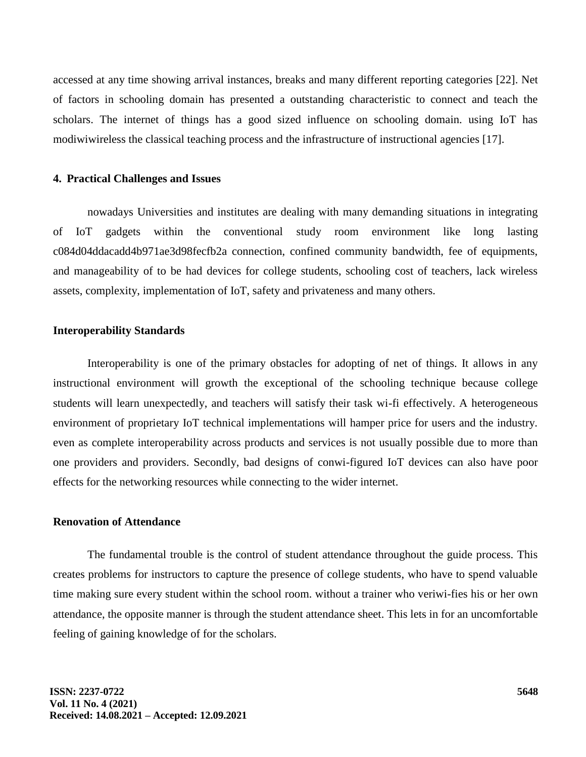accessed at any time showing arrival instances, breaks and many different reporting categories [22]. Net of factors in schooling domain has presented a outstanding characteristic to connect and teach the scholars. The internet of things has a good sized influence on schooling domain. using IoT has modiwiwireless the classical teaching process and the infrastructure of instructional agencies [17].

## 4. Practical Challenges and Issues

nowadays Universities and institutes are dealing with many demanding situations in integrating of IoT gadgets within the conventional study room environment like long lasting c084d04ddacadd4b971ae3d98fecfb2a connection, confined community bandwidth, fee of equipments, and manageability of to be had devices for college students, schooling cost of teachers, lack wireless assets, complexity, implementation of IoT, safety and privateness and many others.

### Interoperability Standards

Interoperability is one of the primary obstacles for adopting of net of things. It allows in any instructional environment will growth the exceptional of the schooling technique because college students will learn unexpectedly, and teachers will satisfy their task wi-fi effectively. A heterogeneous environment of proprietary IoT technical implementations will hamper price for users and the industry. even as complete interoperability across products and services is not usually possible due to more than one providers and providers. Secondly, bad designs of conwi-figured IoT devices can also have poor effects for the networking resources while connecting to the wider internet.

### Renovation of Attendance

The fundamental trouble is the control of student attendance throughout the guide process. This creates problems for instructors to capture the presence of college students, who have to spend valuable time making sure every student within the school room. without a trainer who veriwi-fies his or her own attendance, the opposite manner is through the student attendance sheet. This lets in for an uncomfortable feeling of gaining knowledge of for the scholars.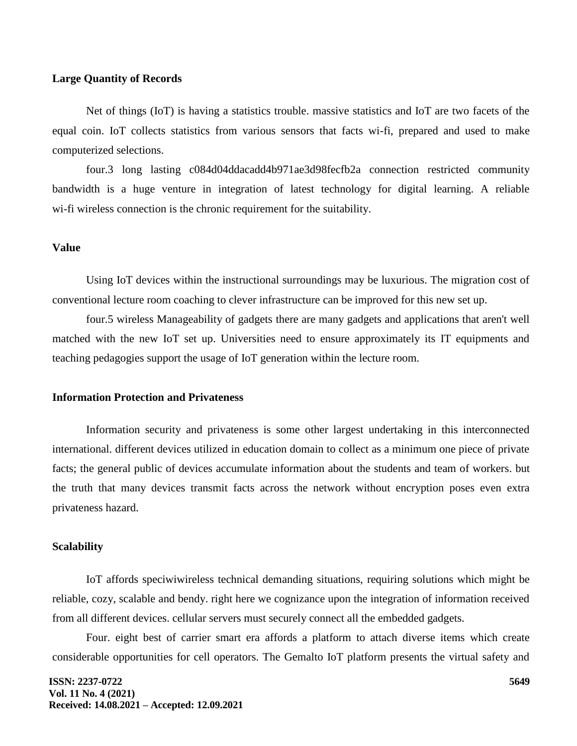**Large Quantity of Records**

Net of things (IoT) is having a statistics trouble. massive statistics and IoT are two facets of the equal coin. IoT collects statistics from various sensors that facts wi-fi, prepared and used to make computerized selections.

four.3 long lasting c084d04ddacadd4b971ae3d98fecfb2a connection restricted community bandwidth is a huge venture in integration of latest technology for digital learning. A reliable wi-fi wireless connection is the chronic requirement for the suitability.

**Value**

Using IoT devices within the instructional surroundings may be luxurious. The migration cost of conventional lecture room coaching to clever infrastructure can be improved for this new set up.

four.5 wireless Manageability of gadgets there are many gadgets and applications that aren't well matched with the new IoT set up. Universities need to ensure approximately its IT equipments and teaching pedagogies support the usage of IoT generation within the lecture room.

**Information Protection and Privateness**

Information security and privateness is some other largest undertaking in this interconnected international. different devices utilized in education domain to collect as a minimum one piece of private facts; the general public of devices accumulate information about the students and team of workers. but the truth that many devices transmit facts across the network without encryption poses even extra privateness hazard.

**Scalability**

IoT affords speciwiwireless technical demanding situations, requiring solutions which might be reliable, cozy, scalable and bendy. right here we cognizance upon the integration of information received from all different devices. cellular servers must securely connect all the embedded gadgets.

Four. eight best of carrier smart era affords a platform to attach diverse items which create considerable opportunities for cell operators. The Gemalto IoT platform presents the virtual safety and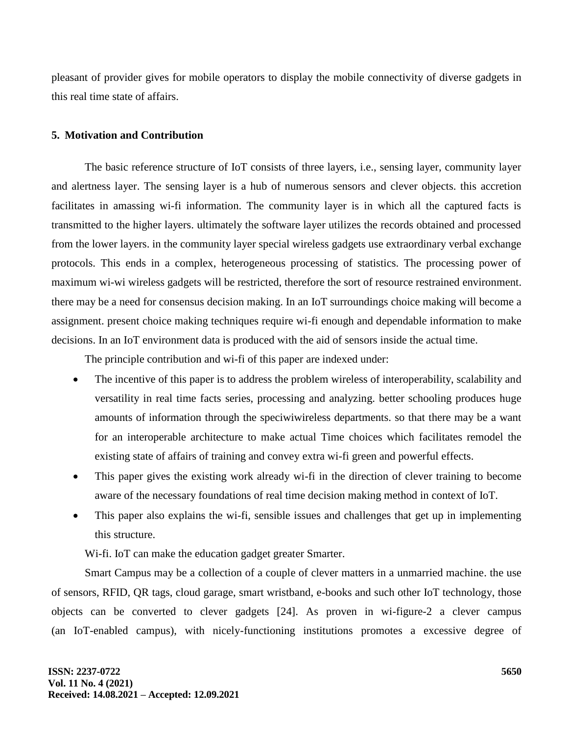pleasant of provider gives for mobile operators to display the mobile connectivity of diverse gadgets in this real time state of affairs.

## 5. Motivation and Contribution

The basic reference structure of IoT consists of three layers, i.e., sensing layer, community layer and alertness layer. The sensing layer is a hub of numerous sensors and clever objects. this accretion facilitates in amassing wi-fi information. The community layer is in which all the captured facts is transmitted to the higher layers. ultimately the software layer utilizes the records obtained and processed from the lower layers. in the community layer special wireless gadgets use extraordinary verbal exchange protocols. This ends in a complex, heterogeneous processing of statistics. The processing power of maximum wi-wi wireless gadgets will be restricted, therefore the sort of resource restrained environment. there may be a need for consensus decision making. In an IoT surroundings choice making will become a assignment. present choice making techniques require wi-fi enough and dependable information to make decisions. In an IoT environment data is produced with the aid of sensors inside the actual time.

The principle contribution and wi-fi of this paper are indexed under:

- The incentive of this paper is to address the problem wireless of interoperability, scalability and versatility in real time facts series, processing and analyzing. better schooling produces huge amounts of information through the speciwiwireless departments. so that there may be a want for an interoperable architecture to make actual Time choices which facilitates remodel the existing state of affairs of training and convey extra wi-fi green and powerful effects.
- This paper gives the existing work already wi-fi in the direction of clever training to become aware of the necessary foundations of real time decision making method in context of IoT.
- This paper also explains the wi-fi, sensible issues and challenges that get up in implementing this structure.

Wi-fi. IoT can make the education gadget greater Smarter.

Smart Campus may be a collection of a couple of clever matters in a unmarried machine. the use of sensors, RFID, QR tags, cloud garage, smart wristband, e-books and such other IoT technology, those objects can be converted to clever gadgets [24]. As proven in wi-figure-2 a clever campus (an IoT-enabled campus), with nicely-functioning institutions promotes a excessive degree of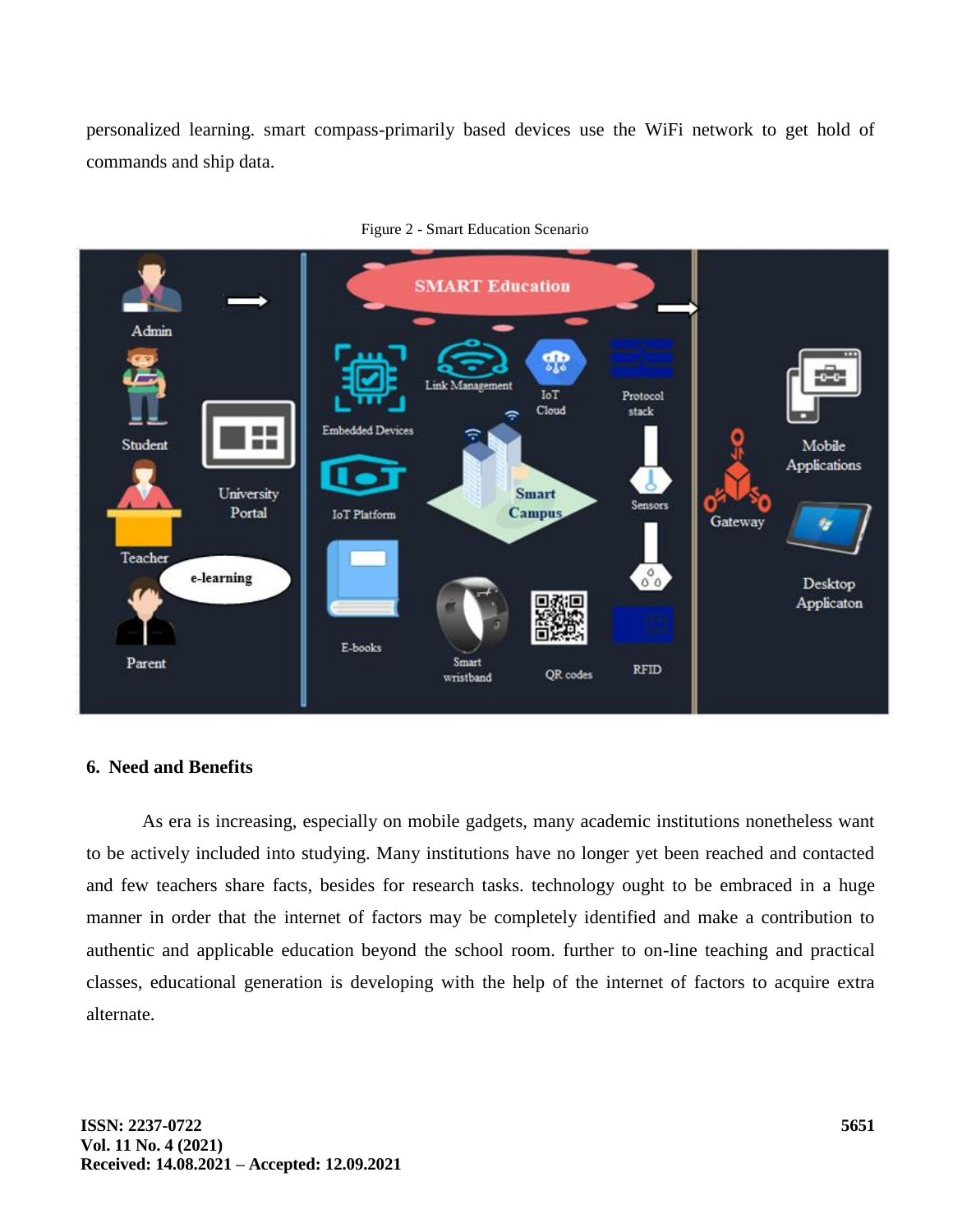personalized learning. smart compass-primarily based devices use the WiFi network to get hold of commands and ship data.

Figure 2 - Smart Education Scenario

## 6. Need and Benefits

As era is increasing, especially on mobile gadgets, many academic institutions nonetheless want to be actively included into studying. Many institutions have no longer yet been reached and contacted and few teachers share facts, besides for research tasks. technology ought to be embraced in a huge manner in order that the internet of factors may be completely identified and make a contribution to authentic and applicable education beyond the school room. further to on-line teaching and practical classes, educational generation is developing with the help of the internet of factors to acquire extra alternate.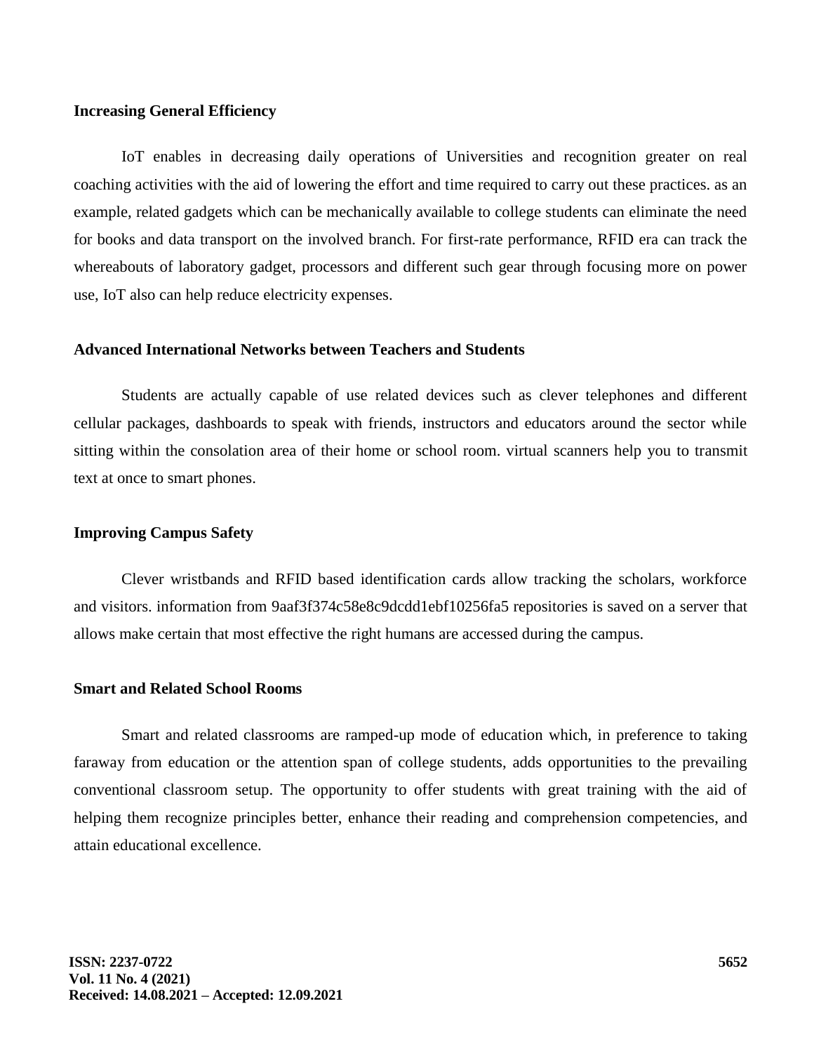**Increasing General Efficiency**

IoT enables in decreasing daily operations of Universities and recognition greater on real coaching activities with the aid of lowering the effort and time required to carry out these practices. as an example, related gadgets which can be mechanically available to college students can eliminate the need for books and data transport on the involved branch. For first-rate performance, RFID era can track the whereabouts of laboratory gadget, processors and different such gear through focusing more on power use, IoT also can help reduce electricity expenses.

**Advanced International Networks between Teachers and Students**

Students are actually capable of use related devices such as clever telephones and different cellular packages, dashboards to speak with friends, instructors and educators around the sector while sitting within the consolation area of their home or school room. virtual scanners help you to transmit text at once to smart phones.

**Improving Campus Safety**

Clever wristbands and RFID based identification cards allow tracking the scholars, workforce and visitors. information from 9aaf3f374c58e8c9dcdd1ebf10256fa5 repositories is saved on a server that allows make certain that most effective the right humans are accessed during the campus.

**Smart and Related School Rooms**

Smart and related classrooms are ramped-up mode of education which, in preference to taking faraway from education or the attention span of college students, adds opportunities to the prevailing conventional classroom setup. The opportunity to offer students with great training with the aid of helping them recognize principles better, enhance their reading and comprehension competencies, and attain educational excellence.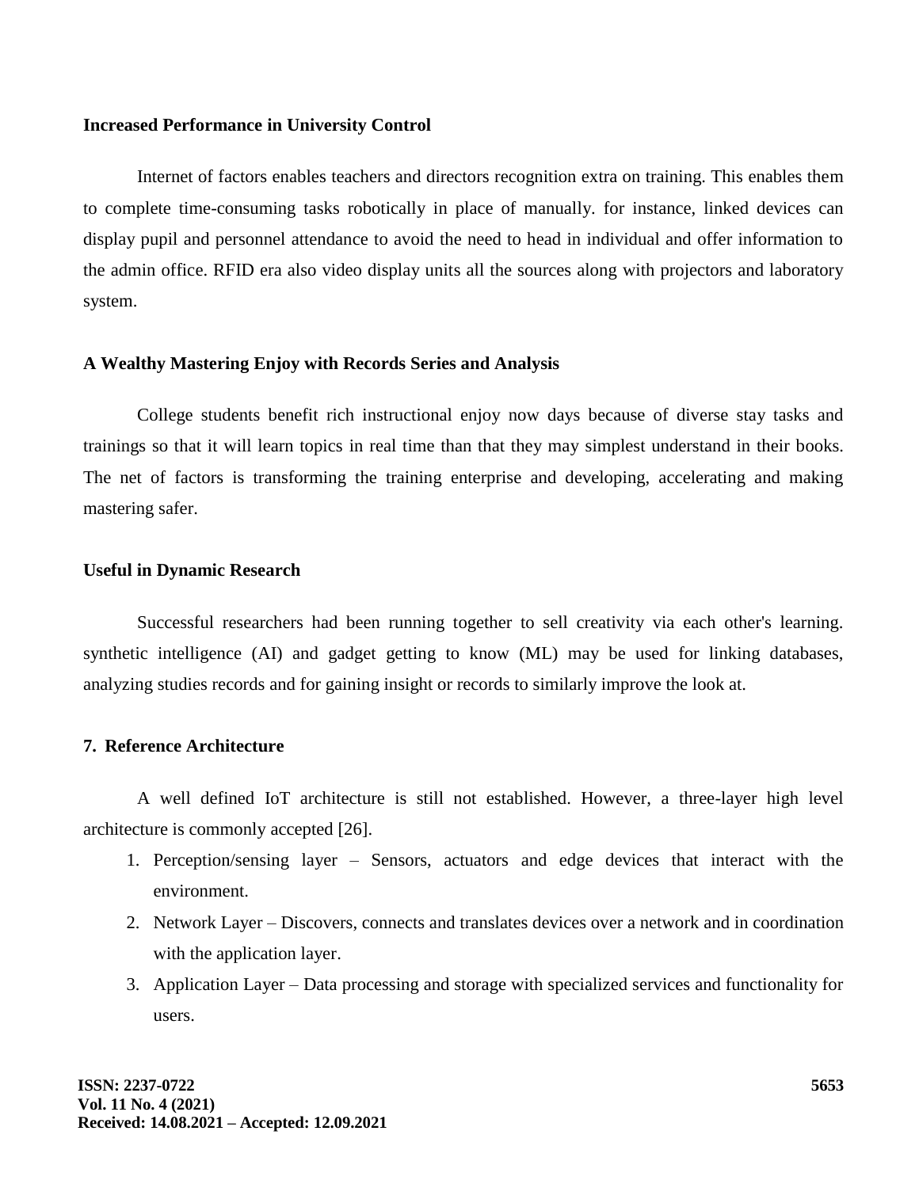### Increased Performance in University Control

Internet of factors enables teachers and directors recognition extra on training. This enables them to complete time-consuming tasks robotically in place of manually. for instance, linked devices can display pupil and personnel attendance to avoid the need to head in individual and offer information to the admin office. RFID era also video display units all the sources along with projectors and laboratory system.

### A Wealthy Mastering Enjoy with Records Series and Analysis

College students benefit rich instructional enjoy now days because of diverse stay tasks and trainings so that it will learn topics in real time than that they may simplest understand in their books. The net of factors is transforming the training enterprise and developing, accelerating and making mastering safer.

### Useful in Dynamic Research

Successful researchers had been running together to sell creativity via each other's learning. synthetic intelligence (AI) and gadget getting to know (ML) may be used for linking databases, analyzing studies records and for gaining insight or records to similarly improve the look at.

## 7. Reference Architecture

A well defined IoT architecture is still not established. However, a three-layer high level architecture is commonly accepted [26].

1. Perception/sensing layer – Sensors, actuators and edge devices that interact with the environment.
2. Network Layer – Discovers, connects and translates devices over a network and in coordination with the application layer.
3. Application Layer – Data processing and storage with specialized services and functionality for users.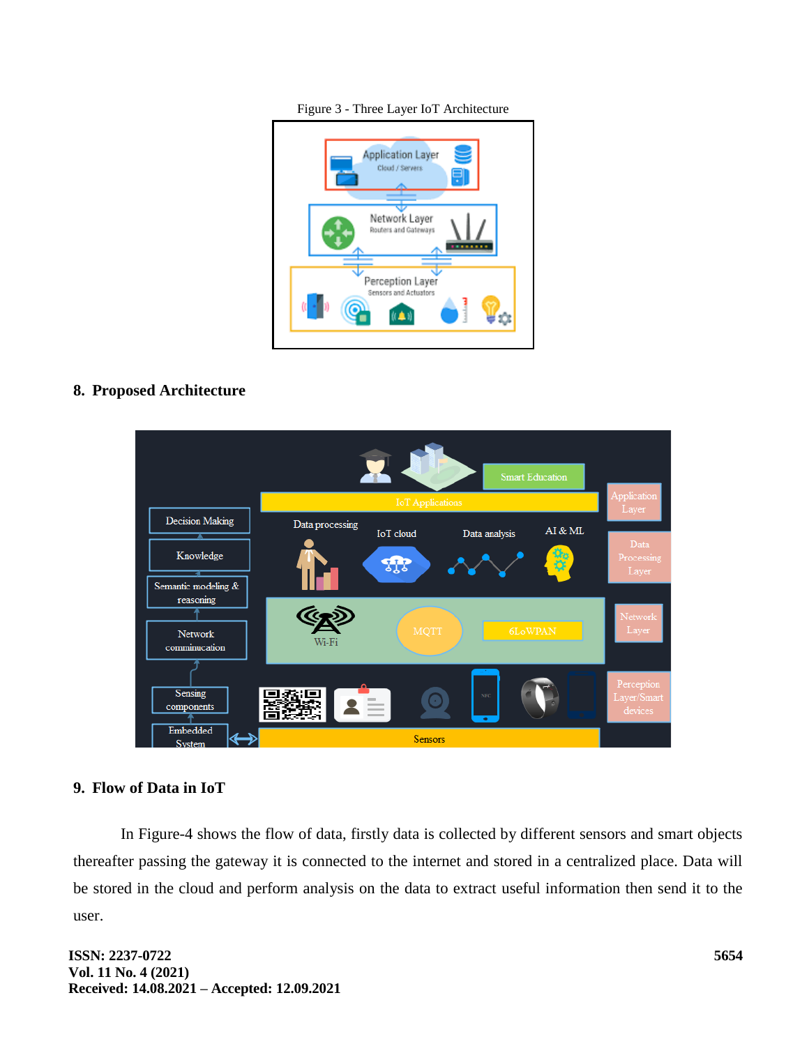Figure 3 - Three Layer IoT Architecture

## 8. Proposed Architecture

## 9. Flow of Data in IoT

In Figure-4 shows the flow of data, firstly data is collected by different sensors and smart objects thereafter passing the gateway it is connected to the internet and stored in a centralized place. Data will be stored in the cloud and perform analysis on the data to extract useful information then send it to the user.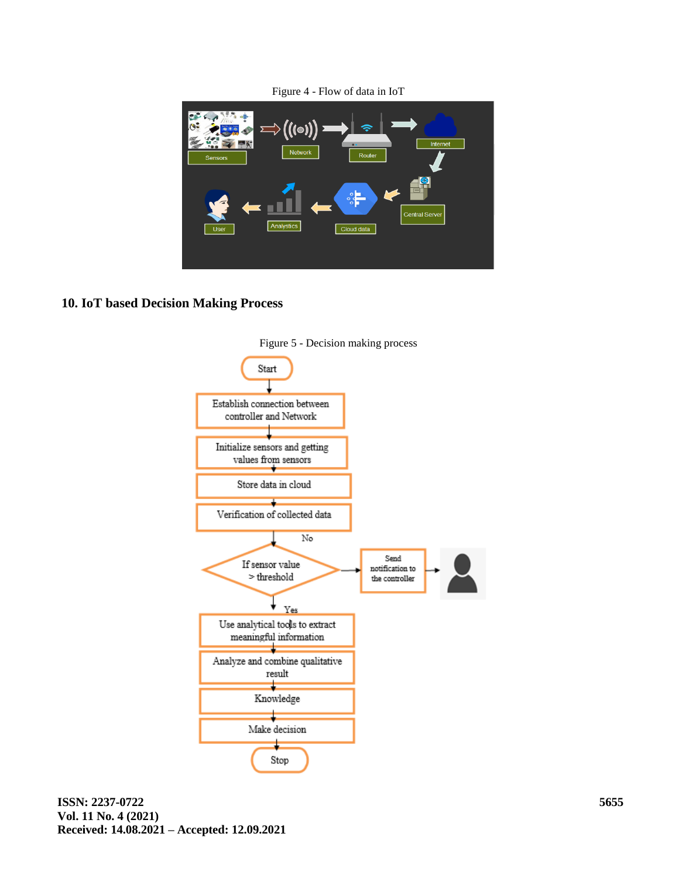Figure 4 - Flow of data in IoT

## 10. IoT based Decision Making Process

Figure 5 - Decision making process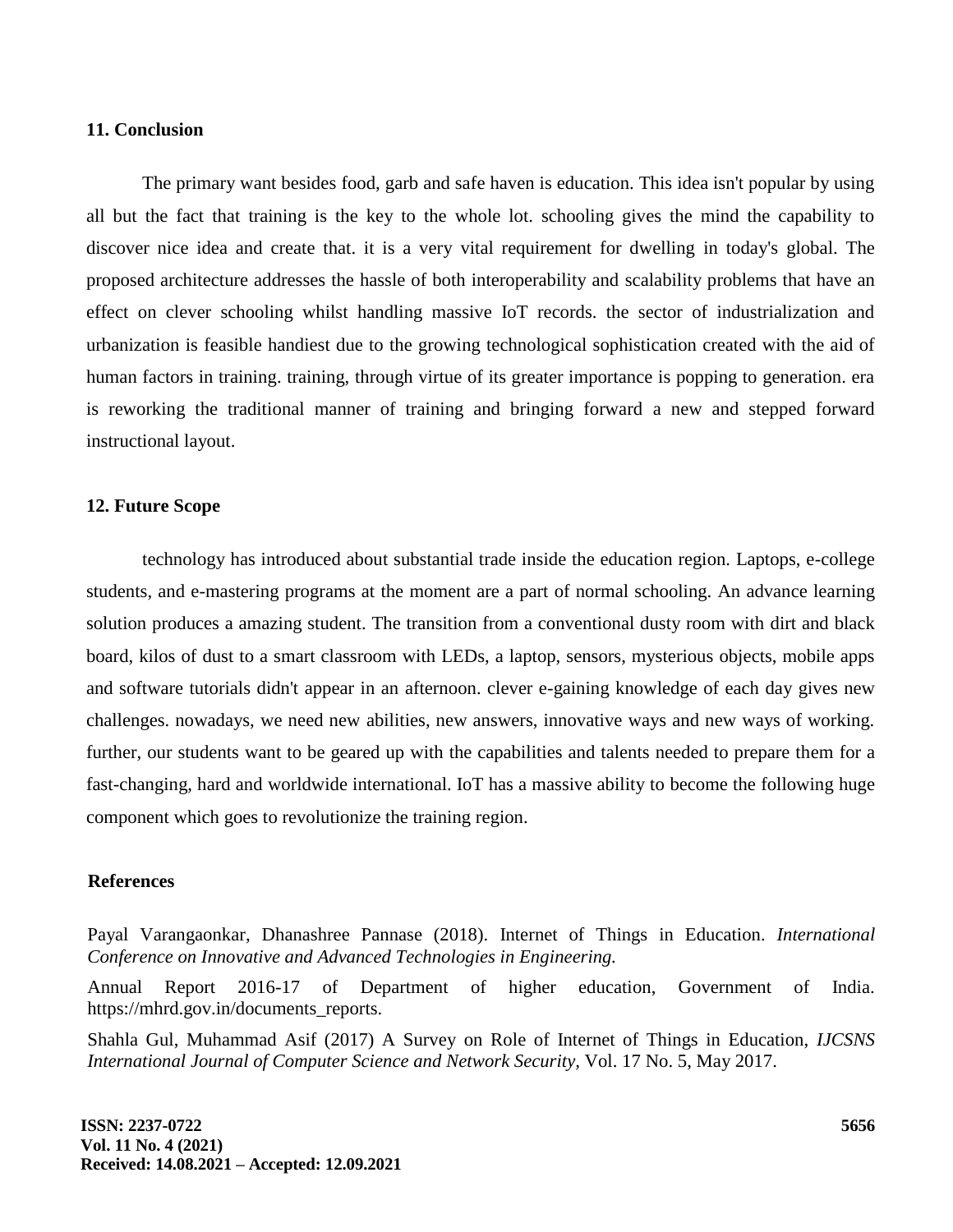## 11. Conclusion

The primary want besides food, garb and safe haven is education. This idea isn't popular by using all but the fact that training is the key to the whole lot. schooling gives the mind the capability to discover nice idea and create that. it is a very vital requirement for dwelling in today's global. The proposed architecture addresses the hassle of both interoperability and scalability problems that have an effect on clever schooling whilst handling massive IoT records. the sector of industrialization and urbanization is feasible handiest due to the growing technological sophistication created with the aid of human factors in training. training, through virtue of its greater importance is popping to generation. era is reworking the traditional manner of training and bringing forward a new and stepped forward instructional layout.

## 12. Future Scope

technology has introduced about substantial trade inside the education region. Laptops, e-college students, and e-mastering programs at the moment are a part of normal schooling. An advance learning solution produces a amazing student. The transition from a conventional dusty room with dirt and black board, kilos of dust to a smart classroom with LEDs, a laptop, sensors, mysterious objects, mobile apps and software tutorials didn't appear in an afternoon. clever e-gaining knowledge of each day gives new challenges. nowadays, we need new abilities, new answers, innovative ways and new ways of working. further, our students want to be geared up with the capabilities and talents needed to prepare them for a fast-changing, hard and worldwide international. IoT has a massive ability to become the following huge component which goes to revolutionize the training region.

## References

Payal Varangaonkar, Dhanashree Pannase (2018). Internet of Things in Education. *International Conference on Innovative and Advanced Technologies in Engineering.*

Annual Report 2016-17 of Department of higher education, Government of India. https://mhrd.gov.in/documents_reports.

Shahla Gul, Muhammad Asif (2017) A Survey on Role of Internet of Things in Education, *IJCSNS International Journal of Computer Science and Network Security*, Vol. 17 No. 5, May 2017.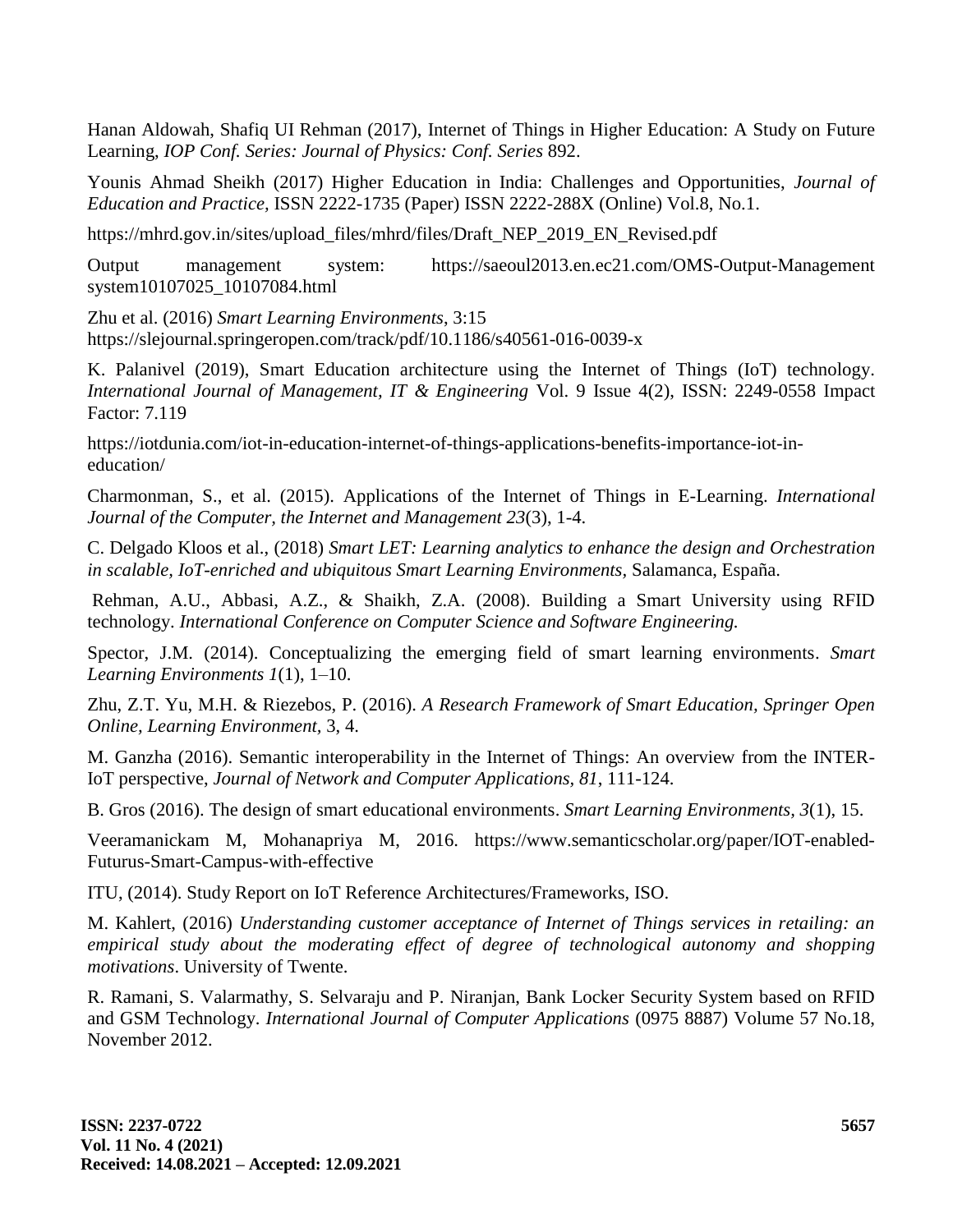Hanan Aldowah, Shafiq UI Rehman (2017), Internet of Things in Higher Education: A Study on Future Learning, *IOP Conf. Series: Journal of Physics: Conf. Series* 892.

Younis Ahmad Sheikh (2017) Higher Education in India: Challenges and Opportunities, *Journal of Education and Practice,* ISSN 2222-1735 (Paper) ISSN 2222-288X (Online) Vol.8, No.1.

https://mhrd.gov.in/sites/upload_files/mhrd/files/Draft_NEP_2019_EN_Revised.pdf

Output management system: https://saeoul2013.en.ec21.com/OMS-Output-Management system10107025_10107084.html

Zhu et al. (2016) *Smart Learning Environments*, 3:15
https://slejournal.springeropen.com/track/pdf/10.1186/s40561-016-0039-x

K. Palanivel (2019), Smart Education architecture using the Internet of Things (IoT) technology. *International Journal of Management, IT & Engineering* Vol. 9 Issue 4(2), ISSN: 2249-0558 Impact Factor: 7.119

https://iotdunia.com/iot-in-education-internet-of-things-applications-benefits-importance-iot-in-education/

Charmonman, S., et al. (2015). Applications of the Internet of Things in E-Learning. *International Journal of the Computer, the Internet and Management 23*(3), 1-4.

C. Delgado Kloos et al., (2018) *Smart LET: Learning analytics to enhance the design and Orchestration in scalable, IoT-enriched and ubiquitous Smart Learning Environments,* Salamanca, España.

Rehman, A.U., Abbasi, A.Z., & Shaikh, Z.A. (2008). Building a Smart University using RFID technology. *International Conference on Computer Science and Software Engineering.*

Spector, J.M. (2014). Conceptualizing the emerging field of smart learning environments. *Smart Learning Environments 1*(1), 1–10.

Zhu, Z.T. Yu, M.H. & Riezebos, P. (2016). *A Research Framework of Smart Education, Springer Open Online, Learning Environment*, 3, 4.

M. Ganzha (2016). Semantic interoperability in the Internet of Things: An overview from the INTER-IoT perspective, *Journal of Network and Computer Applications, 81*, 111-124.

B. Gros (2016). The design of smart educational environments. *Smart Learning Environments*, *3*(1), 15.

Veeramanickam M, Mohanapriya M, 2016. https://www.semanticscholar.org/paper/IOT-enabled-Futurus-Smart-Campus-with-effective

ITU, (2014). Study Report on IoT Reference Architectures/Frameworks, ISO.

M. Kahlert, (2016) *Understanding customer acceptance of Internet of Things services in retailing: an empirical study about the moderating effect of degree of technological autonomy and shopping motivations*. University of Twente.

R. Ramani, S. Valarmathy, S. Selvaraju and P. Niranjan, Bank Locker Security System based on RFID and GSM Technology. *International Journal of Computer Applications* (0975 8887) Volume 57 No.18, November 2012.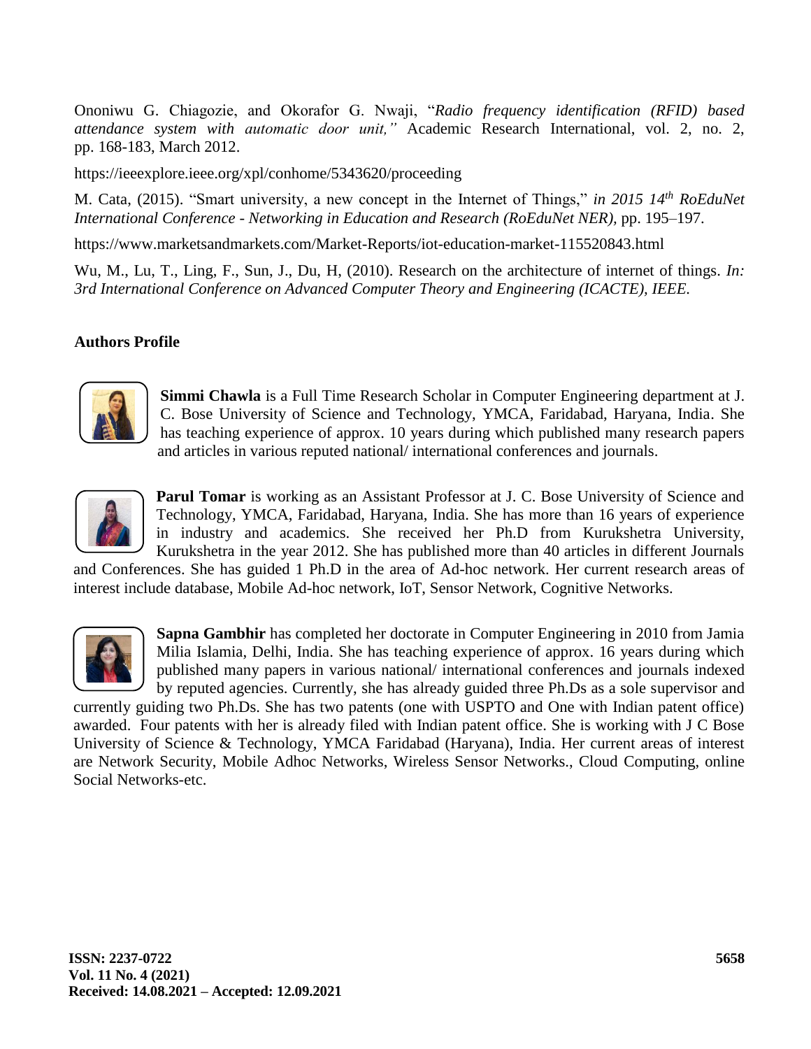Ononiwu G. Chiagozie, and Okorafor G. Nwaji, "*Radio frequency identification (RFID) based attendance system with automatic door unit,"* Academic Research International, vol. 2, no. 2, pp. 168-183, March 2012.

https://ieeexplore.ieee.org/xpl/conhome/5343620/proceeding

M. Cata, (2015). "Smart university, a new concept in the Internet of Things," *in 2015 14th RoEduNet International Conference - Networking in Education and Research (RoEduNet NER)*, pp. 195–197.

https://www.marketsandmarkets.com/Market-Reports/iot-education-market-115520843.html

Wu, M., Lu, T., Ling, F., Sun, J., Du, H, (2010). Research on the architecture of internet of things. *In: 3rd International Conference on Advanced Computer Theory and Engineering (ICACTE), IEEE.*

**Authors Profile**

**Simmi Chawla** is a Full Time Research Scholar in Computer Engineering department at J. C. Bose University of Science and Technology, YMCA, Faridabad, Haryana, India. She has teaching experience of approx. 10 years during which published many research papers and articles in various reputed national/ international conferences and journals.

**Parul Tomar** is working as an Assistant Professor at J. C. Bose University of Science and Technology, YMCA, Faridabad, Haryana, India. She has more than 16 years of experience in industry and academics. She received her Ph.D from Kurukshetra University, Kurukshetra in the year 2012. She has published more than 40 articles in different Journals and Conferences. She has guided 1 Ph.D in the area of Ad-hoc network. Her current research areas of interest include database, Mobile Ad-hoc network, IoT, Sensor Network, Cognitive Networks.

**Sapna Gambhir** has completed her doctorate in Computer Engineering in 2010 from Jamia Milia Islamia, Delhi, India. She has teaching experience of approx. 16 years during which published many papers in various national/ international conferences and journals indexed by reputed agencies. Currently, she has already guided three Ph.Ds as a sole supervisor and currently guiding two Ph.Ds. She has two patents (one with USPTO and One with Indian patent office) awarded. Four patents with her is already filed with Indian patent office. She is working with J C Bose University of Science & Technology, YMCA Faridabad (Haryana), India. Her current areas of interest are Network Security, Mobile Adhoc Networks, Wireless Sensor Networks., Cloud Computing, online Social Networks-etc.